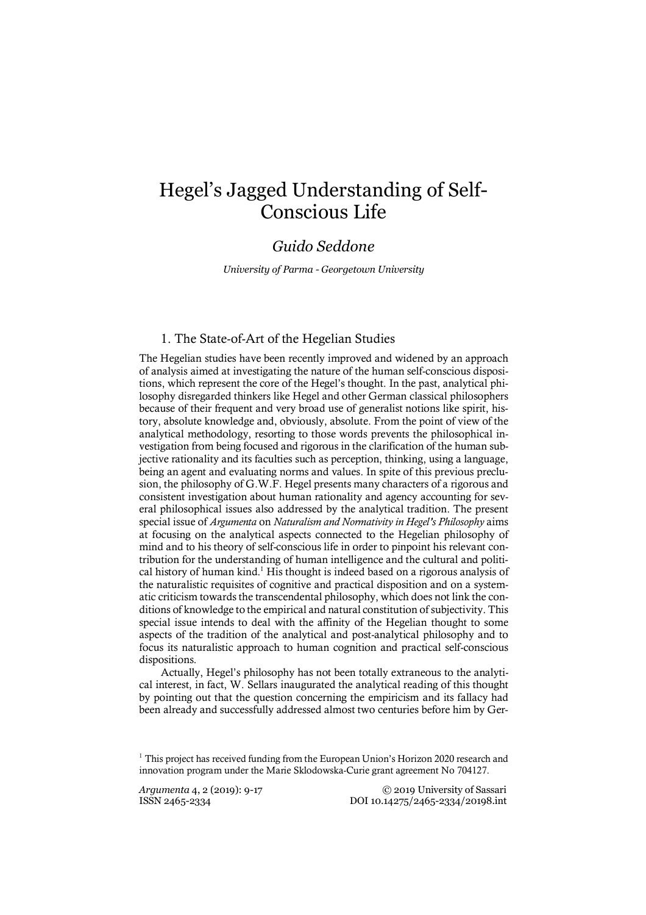# Hegel's Jagged Understanding of Self-Conscious Life

*Guido Seddone*

*University of Parma - Georgetown University*

## 1. The State-of-Art of the Hegelian Studies

The Hegelian studies have been recently improved and widened by an approach of analysis aimed at investigating the nature of the human self-conscious dispositions, which represent the core of the Hegel's thought. In the past, analytical philosophy disregarded thinkers like Hegel and other German classical philosophers because of their frequent and very broad use of generalist notions like spirit, history, absolute knowledge and, obviously, absolute. From the point of view of the analytical methodology, resorting to those words prevents the philosophical investigation from being focused and rigorous in the clarification of the human subjective rationality and its faculties such as perception, thinking, using a language, being an agent and evaluating norms and values. In spite of this previous preclusion, the philosophy of G.W.F. Hegel presents many characters of a rigorous and consistent investigation about human rationality and agency accounting for several philosophical issues also addressed by the analytical tradition. The present special issue of *Argumenta* on *Naturalism and Normativity in Hegel's Philosophy* aims at focusing on the analytical aspects connected to the Hegelian philosophy of mind and to his theory of self-conscious life in order to pinpoint his relevant contribution for the understanding of human intelligence and the cultural and political history of human kind.[1] His thought is indeed based on a rigorous analysis of the naturalistic requisites of cognitive and practical disposition and on a systematic criticism towards the transcendental philosophy, which does not link the conditions of knowledge to the empirical and natural constitution of subjectivity. This special issue intends to deal with the affinity of the Hegelian thought to some aspects of the tradition of the analytical and post-analytical philosophy and to focus its naturalistic approach to human cognition and practical self-conscious dispositions.

Actually, Hegel's philosophy has not been totally extraneous to the analytical interest, in fact, W. Sellars inaugurated the analytical reading of this thought by pointing out that the question concerning the empiricism and its fallacy had been already and successfully addressed almost two centuries before him by Ger-

[1] This project has received funding from the European Union's Horizon 2020 research and innovation program under the Marie Sklodowska-Curie grant agreement No 704127.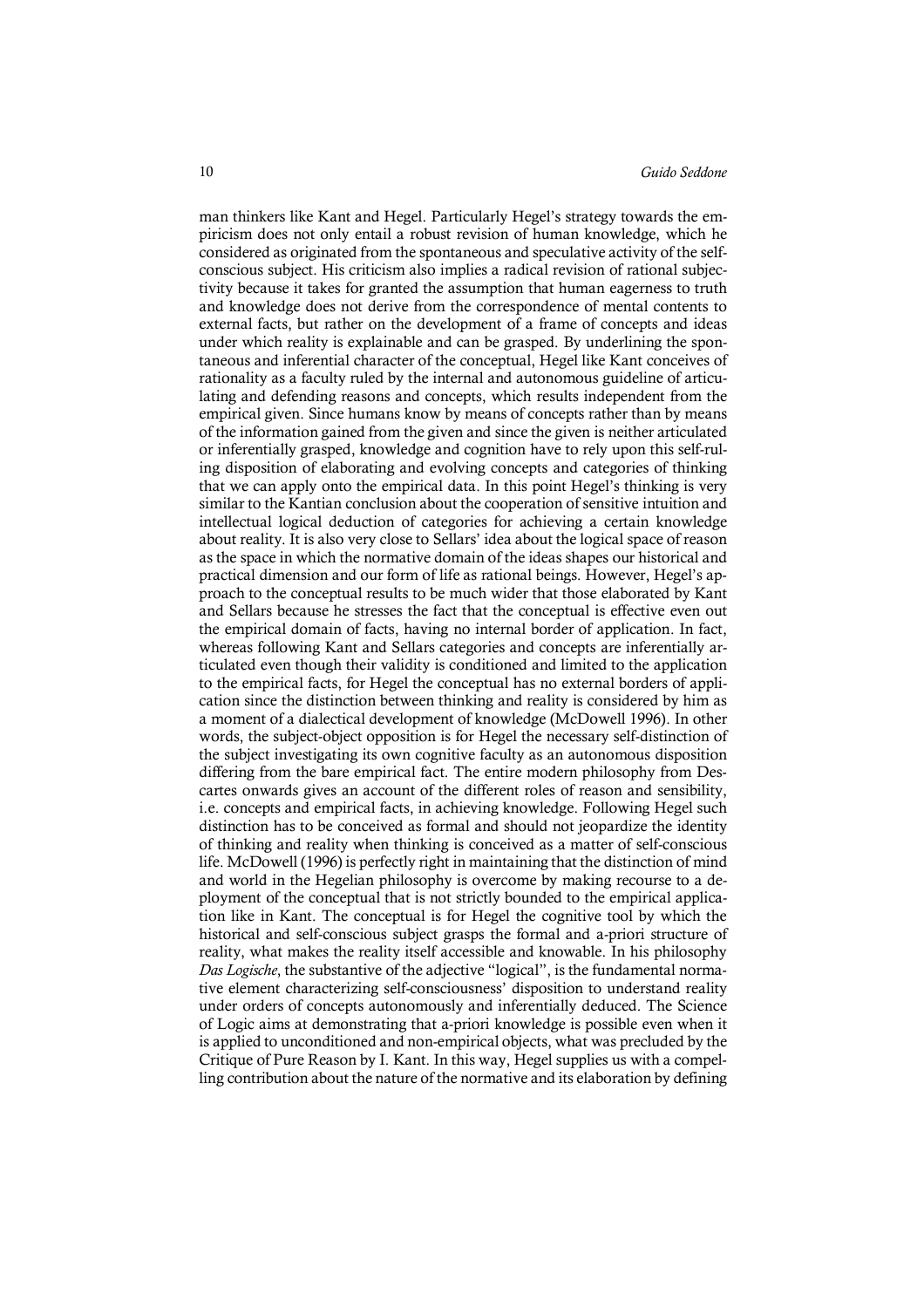man thinkers like Kant and Hegel. Particularly Hegel's strategy towards the empiricism does not only entail a robust revision of human knowledge, which he considered as originated from the spontaneous and speculative activity of the self-conscious subject. His criticism also implies a radical revision of rational subjectivity because it takes for granted the assumption that human eagerness to truth and knowledge does not derive from the correspondence of mental contents to external facts, but rather on the development of a frame of concepts and ideas under which reality is explainable and can be grasped. By underlining the spontaneous and inferential character of the conceptual, Hegel like Kant conceives of rationality as a faculty ruled by the internal and autonomous guideline of articulating and defending reasons and concepts, which results independent from the empirical given. Since humans know by means of concepts rather than by means of the information gained from the given and since the given is neither articulated or inferentially grasped, knowledge and cognition have to rely upon this self-ruling disposition of elaborating and evolving concepts and categories of thinking that we can apply onto the empirical data. In this point Hegel's thinking is very similar to the Kantian conclusion about the cooperation of sensitive intuition and intellectual logical deduction of categories for achieving a certain knowledge about reality. It is also very close to Sellars' idea about the logical space of reason as the space in which the normative domain of the ideas shapes our historical and practical dimension and our form of life as rational beings. However, Hegel's approach to the conceptual results to be much wider that those elaborated by Kant and Sellars because he stresses the fact that the conceptual is effective even out the empirical domain of facts, having no internal border of application. In fact, whereas following Kant and Sellars categories and concepts are inferentially articulated even though their validity is conditioned and limited to the application to the empirical facts, for Hegel the conceptual has no external borders of application since the distinction between thinking and reality is considered by him as a moment of a dialectical development of knowledge (McDowell 1996). In other words, the subject-object opposition is for Hegel the necessary self-distinction of the subject investigating its own cognitive faculty as an autonomous disposition differing from the bare empirical fact. The entire modern philosophy from Descartes onwards gives an account of the different roles of reason and sensibility, i.e. concepts and empirical facts, in achieving knowledge. Following Hegel such distinction has to be conceived as formal and should not jeopardize the identity of thinking and reality when thinking is conceived as a matter of self-conscious life. McDowell (1996) is perfectly right in maintaining that the distinction of mind and world in the Hegelian philosophy is overcome by making recourse to a deployment of the conceptual that is not strictly bounded to the empirical application like in Kant. The conceptual is for Hegel the cognitive tool by which the historical and self-conscious subject grasps the formal and a-priori structure of reality, what makes the reality itself accessible and knowable. In his philosophy *Das Logische*, the substantive of the adjective "logical", is the fundamental normative element characterizing self-consciousness' disposition to understand reality under orders of concepts autonomously and inferentially deduced. The Science of Logic aims at demonstrating that a-priori knowledge is possible even when it is applied to unconditioned and non-empirical objects, what was precluded by the Critique of Pure Reason by I. Kant. In this way, Hegel supplies us with a compelling contribution about the nature of the normative and its elaboration by defining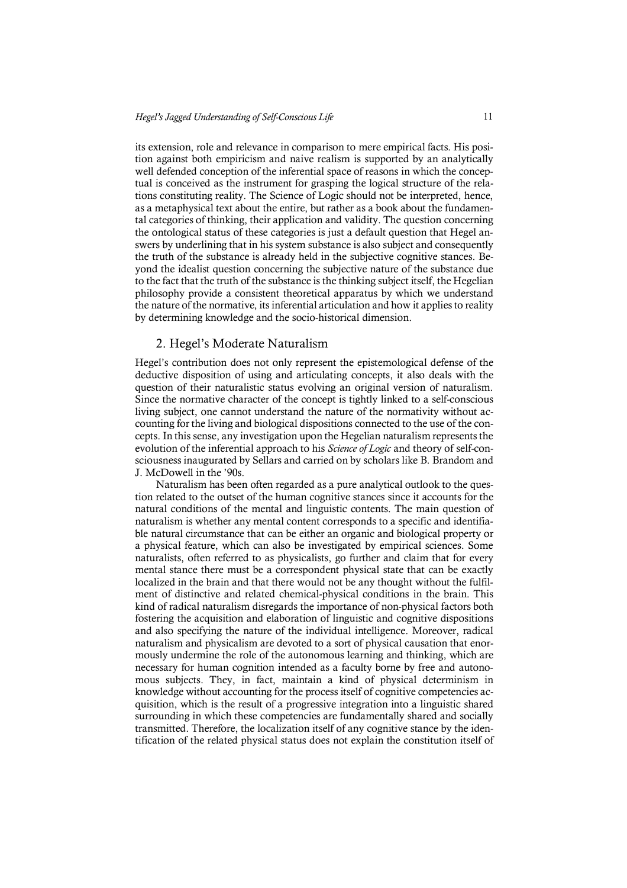its extension, role and relevance in comparison to mere empirical facts. His position against both empiricism and naive realism is supported by an analytically well defended conception of the inferential space of reasons in which the conceptual is conceived as the instrument for grasping the logical structure of the relations constituting reality. The Science of Logic should not be interpreted, hence, as a metaphysical text about the entire, but rather as a book about the fundamental categories of thinking, their application and validity. The question concerning the ontological status of these categories is just a default question that Hegel answers by underlining that in his system substance is also subject and consequently the truth of the substance is already held in the subjective cognitive stances. Beyond the idealist question concerning the subjective nature of the substance due to the fact that the truth of the substance is the thinking subject itself, the Hegelian philosophy provide a consistent theoretical apparatus by which we understand the nature of the normative, its inferential articulation and how it applies to reality by determining knowledge and the socio-historical dimension.

## 2. Hegel's Moderate Naturalism

Hegel's contribution does not only represent the epistemological defense of the deductive disposition of using and articulating concepts, it also deals with the question of their naturalistic status evolving an original version of naturalism. Since the normative character of the concept is tightly linked to a self-conscious living subject, one cannot understand the nature of the normativity without accounting for the living and biological dispositions connected to the use of the concepts. In this sense, any investigation upon the Hegelian naturalism represents the evolution of the inferential approach to his *Science of Logic* and theory of self-consciousness inaugurated by Sellars and carried on by scholars like B. Brandom and J. McDowell in the '90s.

Naturalism has been often regarded as a pure analytical outlook to the question related to the outset of the human cognitive stances since it accounts for the natural conditions of the mental and linguistic contents. The main question of naturalism is whether any mental content corresponds to a specific and identifiable natural circumstance that can be either an organic and biological property or a physical feature, which can also be investigated by empirical sciences. Some naturalists, often referred to as physicalists, go further and claim that for every mental stance there must be a correspondent physical state that can be exactly localized in the brain and that there would not be any thought without the fulfilment of distinctive and related chemical-physical conditions in the brain. This kind of radical naturalism disregards the importance of non-physical factors both fostering the acquisition and elaboration of linguistic and cognitive dispositions and also specifying the nature of the individual intelligence. Moreover, radical naturalism and physicalism are devoted to a sort of physical causation that enormously undermine the role of the autonomous learning and thinking, which are necessary for human cognition intended as a faculty borne by free and autonomous subjects. They, in fact, maintain a kind of physical determinism in knowledge without accounting for the process itself of cognitive competencies acquisition, which is the result of a progressive integration into a linguistic shared surrounding in which these competencies are fundamentally shared and socially transmitted. Therefore, the localization itself of any cognitive stance by the identification of the related physical status does not explain the constitution itself of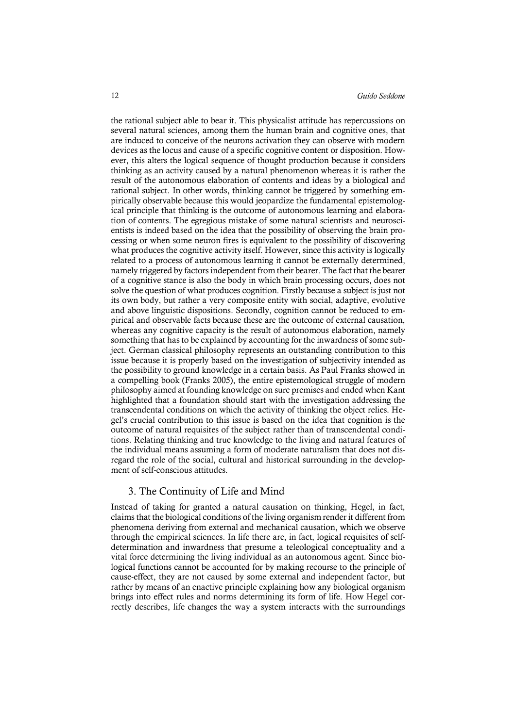the rational subject able to bear it. This physicalist attitude has repercussions on several natural sciences, among them the human brain and cognitive ones, that are induced to conceive of the neurons activation they can observe with modern devices as the locus and cause of a specific cognitive content or disposition. However, this alters the logical sequence of thought production because it considers thinking as an activity caused by a natural phenomenon whereas it is rather the result of the autonomous elaboration of contents and ideas by a biological and rational subject. In other words, thinking cannot be triggered by something empirically observable because this would jeopardize the fundamental epistemological principle that thinking is the outcome of autonomous learning and elaboration of contents. The egregious mistake of some natural scientists and neuroscientists is indeed based on the idea that the possibility of observing the brain processing or when some neuron fires is equivalent to the possibility of discovering what produces the cognitive activity itself. However, since this activity is logically related to a process of autonomous learning it cannot be externally determined, namely triggered by factors independent from their bearer. The fact that the bearer of a cognitive stance is also the body in which brain processing occurs, does not solve the question of what produces cognition. Firstly because a subject is just not its own body, but rather a very composite entity with social, adaptive, evolutive and above linguistic dispositions. Secondly, cognition cannot be reduced to empirical and observable facts because these are the outcome of external causation, whereas any cognitive capacity is the result of autonomous elaboration, namely something that has to be explained by accounting for the inwardness of some subject. German classical philosophy represents an outstanding contribution to this issue because it is properly based on the investigation of subjectivity intended as the possibility to ground knowledge in a certain basis. As Paul Franks showed in a compelling book (Franks 2005), the entire epistemological struggle of modern philosophy aimed at founding knowledge on sure premises and ended when Kant highlighted that a foundation should start with the investigation addressing the transcendental conditions on which the activity of thinking the object relies. Hegel's crucial contribution to this issue is based on the idea that cognition is the outcome of natural requisites of the subject rather than of transcendental conditions. Relating thinking and true knowledge to the living and natural features of the individual means assuming a form of moderate naturalism that does not disregard the role of the social, cultural and historical surrounding in the development of self-conscious attitudes.

## 3. The Continuity of Life and Mind

Instead of taking for granted a natural causation on thinking, Hegel, in fact, claims that the biological conditions of the living organism render it different from phenomena deriving from external and mechanical causation, which we observe through the empirical sciences. In life there are, in fact, logical requisites of self-determination and inwardness that presume a teleological conceptuality and a vital force determining the living individual as an autonomous agent. Since biological functions cannot be accounted for by making recourse to the principle of cause-effect, they are not caused by some external and independent factor, but rather by means of an enactive principle explaining how any biological organism brings into effect rules and norms determining its form of life. How Hegel correctly describes, life changes the way a system interacts with the surroundings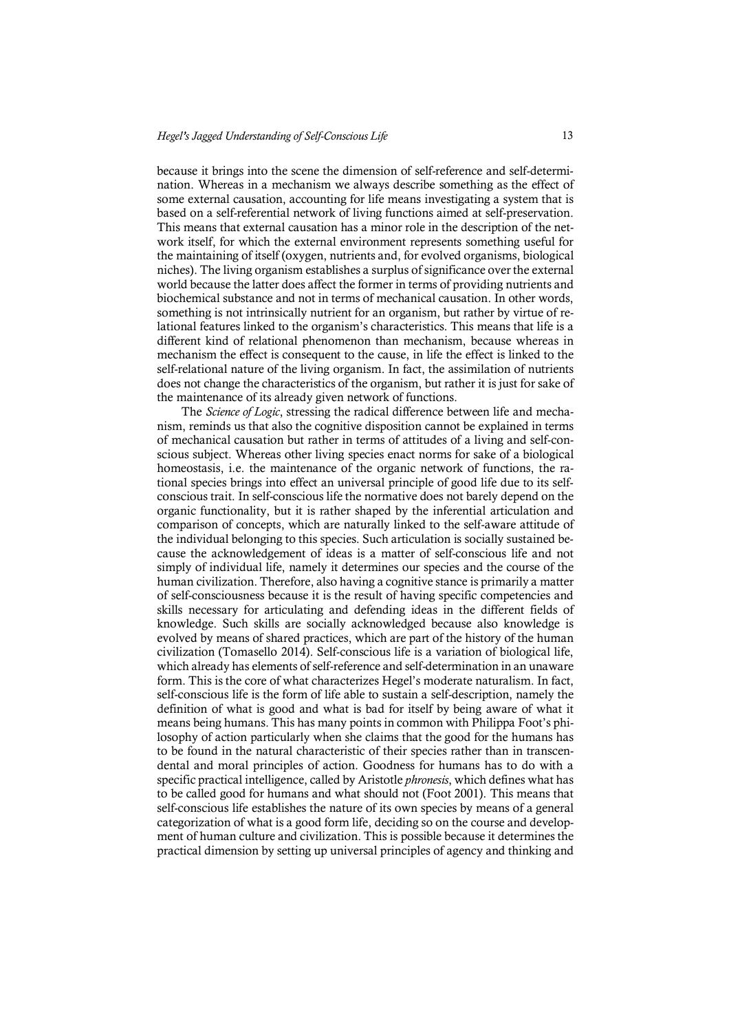because it brings into the scene the dimension of self-reference and self-determination. Whereas in a mechanism we always describe something as the effect of some external causation, accounting for life means investigating a system that is based on a self-referential network of living functions aimed at self-preservation. This means that external causation has a minor role in the description of the network itself, for which the external environment represents something useful for the maintaining of itself (oxygen, nutrients and, for evolved organisms, biological niches). The living organism establishes a surplus of significance over the external world because the latter does affect the former in terms of providing nutrients and biochemical substance and not in terms of mechanical causation. In other words, something is not intrinsically nutrient for an organism, but rather by virtue of relational features linked to the organism's characteristics. This means that life is a different kind of relational phenomenon than mechanism, because whereas in mechanism the effect is consequent to the cause, in life the effect is linked to the self-relational nature of the living organism. In fact, the assimilation of nutrients does not change the characteristics of the organism, but rather it is just for sake of the maintenance of its already given network of functions.

The *Science of Logic*, stressing the radical difference between life and mechanism, reminds us that also the cognitive disposition cannot be explained in terms of mechanical causation but rather in terms of attitudes of a living and self-conscious subject. Whereas other living species enact norms for sake of a biological homeostasis, i.e. the maintenance of the organic network of functions, the rational species brings into effect an universal principle of good life due to its self-conscious trait. In self-conscious life the normative does not barely depend on the organic functionality, but it is rather shaped by the inferential articulation and comparison of concepts, which are naturally linked to the self-aware attitude of the individual belonging to this species. Such articulation is socially sustained because the acknowledgement of ideas is a matter of self-conscious life and not simply of individual life, namely it determines our species and the course of the human civilization. Therefore, also having a cognitive stance is primarily a matter of self-consciousness because it is the result of having specific competencies and skills necessary for articulating and defending ideas in the different fields of knowledge. Such skills are socially acknowledged because also knowledge is evolved by means of shared practices, which are part of the history of the human civilization (Tomasello 2014). Self-conscious life is a variation of biological life, which already has elements of self-reference and self-determination in an unaware form. This is the core of what characterizes Hegel's moderate naturalism. In fact, self-conscious life is the form of life able to sustain a self-description, namely the definition of what is good and what is bad for itself by being aware of what it means being humans. This has many points in common with Philippa Foot's philosophy of action particularly when she claims that the good for the humans has to be found in the natural characteristic of their species rather than in transcendental and moral principles of action. Goodness for humans has to do with a specific practical intelligence, called by Aristotle *phronesis*, which defines what has to be called good for humans and what should not (Foot 2001). This means that self-conscious life establishes the nature of its own species by means of a general categorization of what is a good form life, deciding so on the course and development of human culture and civilization. This is possible because it determines the practical dimension by setting up universal principles of agency and thinking and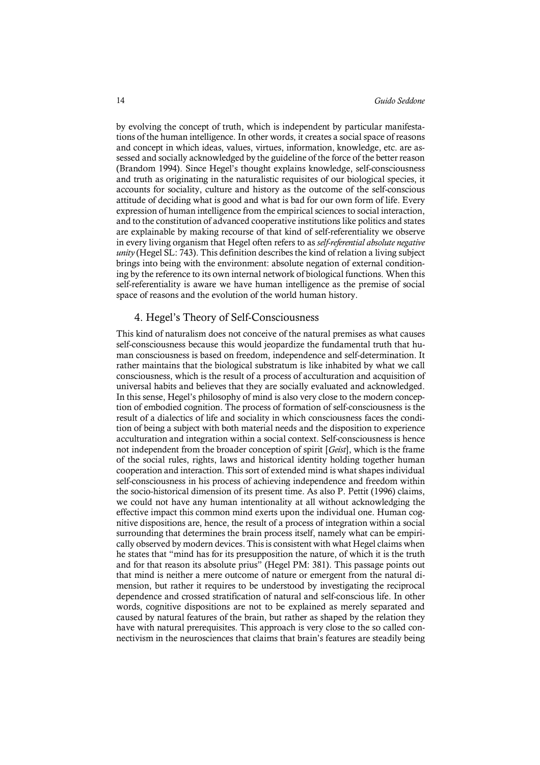by evolving the concept of truth, which is independent by particular manifestations of the human intelligence. In other words, it creates a social space of reasons and concept in which ideas, values, virtues, information, knowledge, etc. are assessed and socially acknowledged by the guideline of the force of the better reason (Brandom 1994). Since Hegel's thought explains knowledge, self-consciousness and truth as originating in the naturalistic requisites of our biological species, it accounts for sociality, culture and history as the outcome of the self-conscious attitude of deciding what is good and what is bad for our own form of life. Every expression of human intelligence from the empirical sciences to social interaction, and to the constitution of advanced cooperative institutions like politics and states are explainable by making recourse of that kind of self-referentiality we observe in every living organism that Hegel often refers to as *self-referential absolute negative unity* (Hegel SL: 743). This definition describes the kind of relation a living subject brings into being with the environment: absolute negation of external conditioning by the reference to its own internal network of biological functions. When this self-referentiality is aware we have human intelligence as the premise of social space of reasons and the evolution of the world human history.

## 4. Hegel's Theory of Self-Consciousness

This kind of naturalism does not conceive of the natural premises as what causes self-consciousness because this would jeopardize the fundamental truth that human consciousness is based on freedom, independence and self-determination. It rather maintains that the biological substratum is like inhabited by what we call consciousness, which is the result of a process of acculturation and acquisition of universal habits and believes that they are socially evaluated and acknowledged. In this sense, Hegel's philosophy of mind is also very close to the modern conception of embodied cognition. The process of formation of self-consciousness is the result of a dialectics of life and sociality in which consciousness faces the condition of being a subject with both material needs and the disposition to experience acculturation and integration within a social context. Self-consciousness is hence not independent from the broader conception of spirit [*Geist*], which is the frame of the social rules, rights, laws and historical identity holding together human cooperation and interaction. This sort of extended mind is what shapes individual self-consciousness in his process of achieving independence and freedom within the socio-historical dimension of its present time. As also P. Pettit (1996) claims, we could not have any human intentionality at all without acknowledging the effective impact this common mind exerts upon the individual one. Human cognitive dispositions are, hence, the result of a process of integration within a social surrounding that determines the brain process itself, namely what can be empirically observed by modern devices. This is consistent with what Hegel claims when he states that "mind has for its presupposition the nature, of which it is the truth and for that reason its absolute prius" (Hegel PM: 381). This passage points out that mind is neither a mere outcome of nature or emergent from the natural dimension, but rather it requires to be understood by investigating the reciprocal dependence and crossed stratification of natural and self-conscious life. In other words, cognitive dispositions are not to be explained as merely separated and caused by natural features of the brain, but rather as shaped by the relation they have with natural prerequisites. This approach is very close to the so called connectivism in the neurosciences that claims that brain's features are steadily being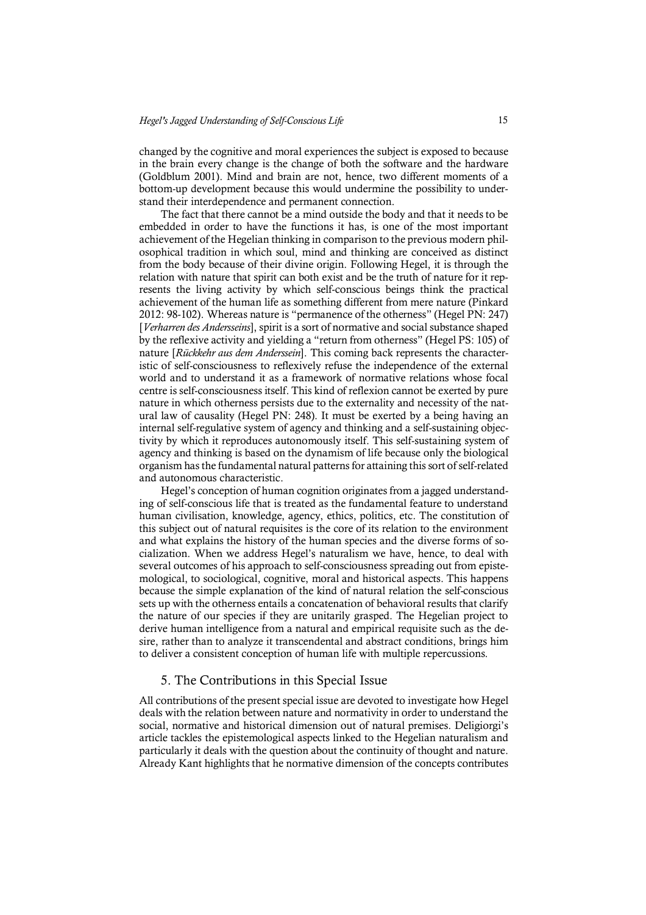changed by the cognitive and moral experiences the subject is exposed to because in the brain every change is the change of both the software and the hardware (Goldblum 2001). Mind and brain are not, hence, two different moments of a bottom-up development because this would undermine the possibility to understand their interdependence and permanent connection.

The fact that there cannot be a mind outside the body and that it needs to be embedded in order to have the functions it has, is one of the most important achievement of the Hegelian thinking in comparison to the previous modern philosophical tradition in which soul, mind and thinking are conceived as distinct from the body because of their divine origin. Following Hegel, it is through the relation with nature that spirit can both exist and be the truth of nature for it represents the living activity by which self-conscious beings think the practical achievement of the human life as something different from mere nature (Pinkard 2012: 98-102). Whereas nature is "permanence of the otherness" (Hegel PN: 247) [*Verharren des Andersseins*], spirit is a sort of normative and social substance shaped by the reflexive activity and yielding a "return from otherness" (Hegel PS: 105) of nature [*Rückkehr aus dem Anderssein*]. This coming back represents the characteristic of self-consciousness to reflexively refuse the independence of the external world and to understand it as a framework of normative relations whose focal centre is self-consciousness itself. This kind of reflexion cannot be exerted by pure nature in which otherness persists due to the externality and necessity of the natural law of causality (Hegel PN: 248). It must be exerted by a being having an internal self-regulative system of agency and thinking and a self-sustaining objectivity by which it reproduces autonomously itself. This self-sustaining system of agency and thinking is based on the dynamism of life because only the biological organism has the fundamental natural patterns for attaining this sort of self-related and autonomous characteristic.

Hegel's conception of human cognition originates from a jagged understanding of self-conscious life that is treated as the fundamental feature to understand human civilisation, knowledge, agency, ethics, politics, etc. The constitution of this subject out of natural requisites is the core of its relation to the environment and what explains the history of the human species and the diverse forms of socialization. When we address Hegel's naturalism we have, hence, to deal with several outcomes of his approach to self-consciousness spreading out from epistemological, to sociological, cognitive, moral and historical aspects. This happens because the simple explanation of the kind of natural relation the self-conscious sets up with the otherness entails a concatenation of behavioral results that clarify the nature of our species if they are unitarily grasped. The Hegelian project to derive human intelligence from a natural and empirical requisite such as the desire, rather than to analyze it transcendental and abstract conditions, brings him to deliver a consistent conception of human life with multiple repercussions.

## 5. The Contributions in this Special Issue

All contributions of the present special issue are devoted to investigate how Hegel deals with the relation between nature and normativity in order to understand the social, normative and historical dimension out of natural premises. Deligiorgi's article tackles the epistemological aspects linked to the Hegelian naturalism and particularly it deals with the question about the continuity of thought and nature. Already Kant highlights that he normative dimension of the concepts contributes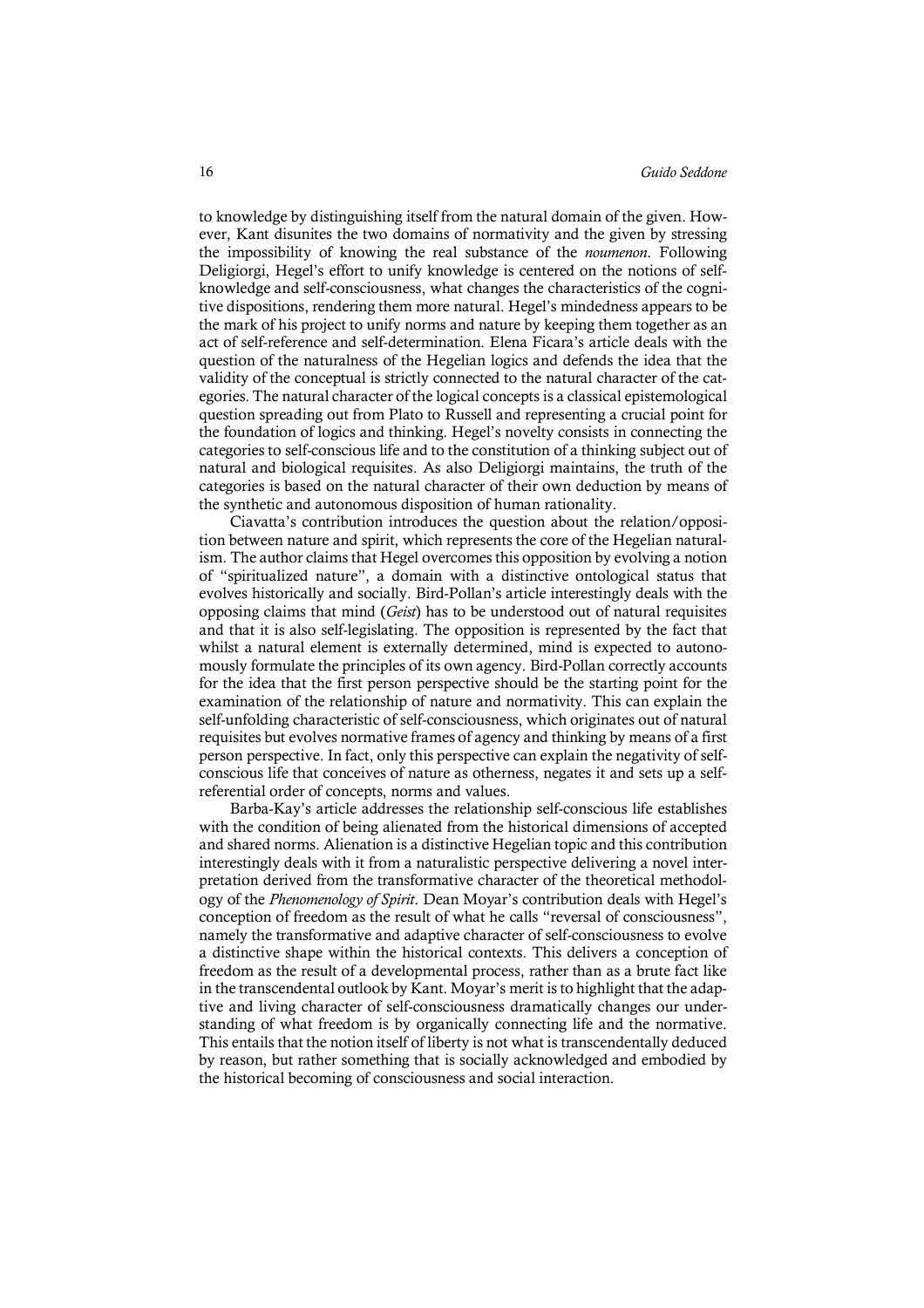to knowledge by distinguishing itself from the natural domain of the given. However, Kant disunites the two domains of normativity and the given by stressing the impossibility of knowing the real substance of the *noumenon*. Following Deligiorgi, Hegel's effort to unify knowledge is centered on the notions of self-knowledge and self-consciousness, what changes the characteristics of the cognitive dispositions, rendering them more natural. Hegel's mindedness appears to be the mark of his project to unify norms and nature by keeping them together as an act of self-reference and self-determination. Elena Ficara's article deals with the question of the naturalness of the Hegelian logics and defends the idea that the validity of the conceptual is strictly connected to the natural character of the categories. The natural character of the logical concepts is a classical epistemological question spreading out from Plato to Russell and representing a crucial point for the foundation of logics and thinking. Hegel's novelty consists in connecting the categories to self-conscious life and to the constitution of a thinking subject out of natural and biological requisites. As also Deligiorgi maintains, the truth of the categories is based on the natural character of their own deduction by means of the synthetic and autonomous disposition of human rationality.

Ciavatta's contribution introduces the question about the relation/opposition between nature and spirit, which represents the core of the Hegelian naturalism. The author claims that Hegel overcomes this opposition by evolving a notion of "spiritualized nature", a domain with a distinctive ontological status that evolves historically and socially. Bird-Pollan's article interestingly deals with the opposing claims that mind (*Geist*) has to be understood out of natural requisites and that it is also self-legislating. The opposition is represented by the fact that whilst a natural element is externally determined, mind is expected to autonomously formulate the principles of its own agency. Bird-Pollan correctly accounts for the idea that the first person perspective should be the starting point for the examination of the relationship of nature and normativity. This can explain the self-unfolding characteristic of self-consciousness, which originates out of natural requisites but evolves normative frames of agency and thinking by means of a first person perspective. In fact, only this perspective can explain the negativity of self-conscious life that conceives of nature as otherness, negates it and sets up a self-referential order of concepts, norms and values.

Barba-Kay's article addresses the relationship self-conscious life establishes with the condition of being alienated from the historical dimensions of accepted and shared norms. Alienation is a distinctive Hegelian topic and this contribution interestingly deals with it from a naturalistic perspective delivering a novel interpretation derived from the transformative character of the theoretical methodology of the *Phenomenology of Spirit*. Dean Moyar's contribution deals with Hegel's conception of freedom as the result of what he calls "reversal of consciousness", namely the transformative and adaptive character of self-consciousness to evolve a distinctive shape within the historical contexts. This delivers a conception of freedom as the result of a developmental process, rather than as a brute fact like in the transcendental outlook by Kant. Moyar's merit is to highlight that the adaptive and living character of self-consciousness dramatically changes our understanding of what freedom is by organically connecting life and the normative. This entails that the notion itself of liberty is not what is transcendentally deduced by reason, but rather something that is socially acknowledged and embodied by the historical becoming of consciousness and social interaction.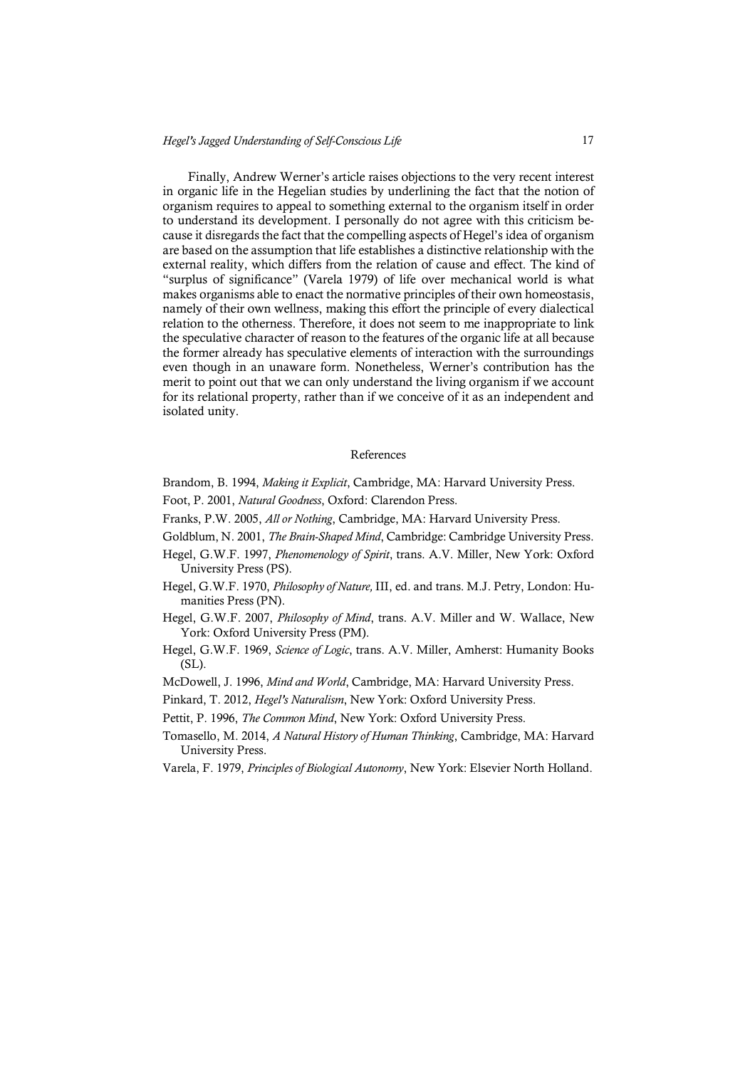Finally, Andrew Werner's article raises objections to the very recent interest in organic life in the Hegelian studies by underlining the fact that the notion of organism requires to appeal to something external to the organism itself in order to understand its development. I personally do not agree with this criticism because it disregards the fact that the compelling aspects of Hegel's idea of organism are based on the assumption that life establishes a distinctive relationship with the external reality, which differs from the relation of cause and effect. The kind of "surplus of significance" (Varela 1979) of life over mechanical world is what makes organisms able to enact the normative principles of their own homeostasis, namely of their own wellness, making this effort the principle of every dialectical relation to the otherness. Therefore, it does not seem to me inappropriate to link the speculative character of reason to the features of the organic life at all because the former already has speculative elements of interaction with the surroundings even though in an unaware form. Nonetheless, Werner's contribution has the merit to point out that we can only understand the living organism if we account for its relational property, rather than if we conceive of it as an independent and isolated unity.

## References

Brandom, B. 1994, *Making it Explicit*, Cambridge, MA: Harvard University Press.

Foot, P. 2001, *Natural Goodness*, Oxford: Clarendon Press.

Franks, P.W. 2005, *All or Nothing*, Cambridge, MA: Harvard University Press.

Goldblum, N. 2001, *The Brain-Shaped Mind*, Cambridge: Cambridge University Press.

Hegel, G.W.F. 1997, *Phenomenology of Spirit*, trans. A.V. Miller, New York: Oxford University Press (PS).

Hegel, G.W.F. 1970, *Philosophy of Nature,* III, ed. and trans. M.J. Petry, London: Humanities Press (PN).

Hegel, G.W.F. 2007, *Philosophy of Mind*, trans. A.V. Miller and W. Wallace, New York: Oxford University Press (PM).

Hegel, G.W.F. 1969, *Science of Logic*, trans. A.V. Miller, Amherst: Humanity Books (SL).

McDowell, J. 1996, *Mind and World*, Cambridge, MA: Harvard University Press.

Pinkard, T. 2012, *Hegel's Naturalism*, New York: Oxford University Press.

Pettit, P. 1996, *The Common Mind*, New York: Oxford University Press.

Tomasello, M. 2014, *A Natural History of Human Thinking*, Cambridge, MA: Harvard University Press.

Varela, F. 1979, *Principles of Biological Autonomy*, New York: Elsevier North Holland.